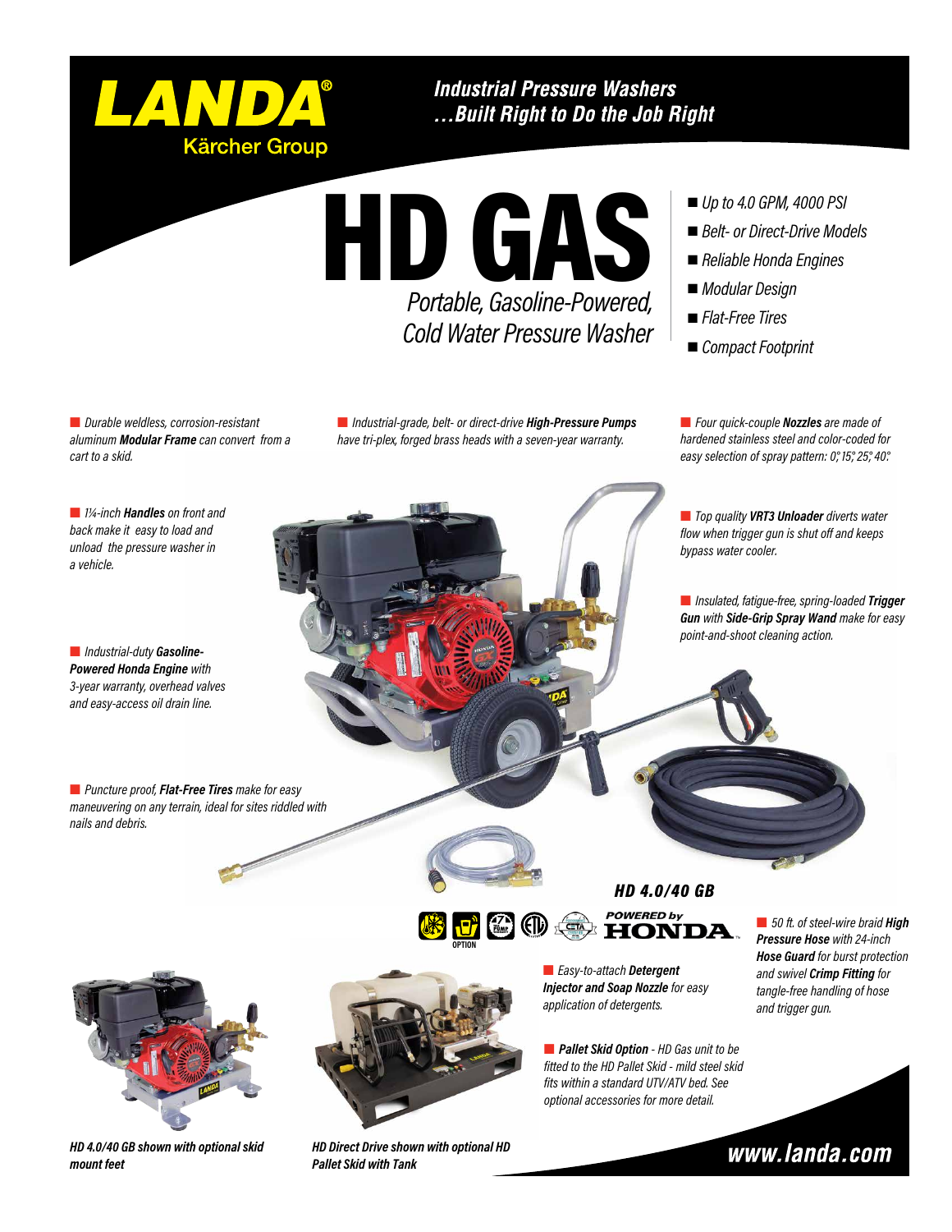# LANDA®

Kärcher Group

***Industrial Pressure Washers ...Built Right to Do the Job Right***

# HD GAS

*Portable, Gasoline-Powered, Cold Water Pressure Washer*

- *Up to 4.0 GPM, 4000 PSI*
- *Belt- or Direct-Drive Models*
- *Reliable Honda Engines*
- *Modular Design*
- *Flat-Free Tires*
- *Compact Footprint*

*Durable weldless, corrosion-resistant aluminum **Modular Frame** can convert from a cart to a skid.*

*Industrial-grade, belt- or direct-drive **High-Pressure Pumps** have tri-plex, forged brass heads with a seven-year warranty.*

*Four quick-couple **Nozzles** are made of hardened stainless steel and color-coded for easy selection of spray pattern: 0°, 15°, 25°, 40°.*

*1¼-inch **Handles** on front and back make it easy to load and unload the pressure washer in a vehicle.*

*Top quality **VRT3 Unloader** diverts water flow when trigger gun is shut off and keeps bypass water cooler.*

*Insulated, fatigue-free, spring-loaded **Trigger Gun** with **Side-Grip Spray Wand** make for easy point-and-shoot cleaning action.*

*Industrial-duty **Gasoline-Powered Honda Engine** with 3-year warranty, overhead valves and easy-access oil drain line.*

*Puncture proof, **Flat-Free Tires** make for easy maneuvering on any terrain, ideal for sites riddled with nails and debris.*

***HD 4.0/40 GB***

OPTION

POWERED by HONDA

*50 ft. of steel-wire braid **High Pressure Hose** with 24-inch **Hose Guard** for burst protection and swivel **Crimp Fitting** for tangle-free handling of hose and trigger gun.*

*Easy-to-attach **Detergent Injector and Soap Nozzle** for easy application of detergents.*

***Pallet Skid Option** - HD Gas unit to be fitted to the HD Pallet Skid - mild steel skid fits within a standard UTV/ATV bed. See optional accessories for more detail.*

***HD 4.0/40 GB shown with optional skid mount feet***

***HD Direct Drive shown with optional HD Pallet Skid with Tank***

***www.landa.com***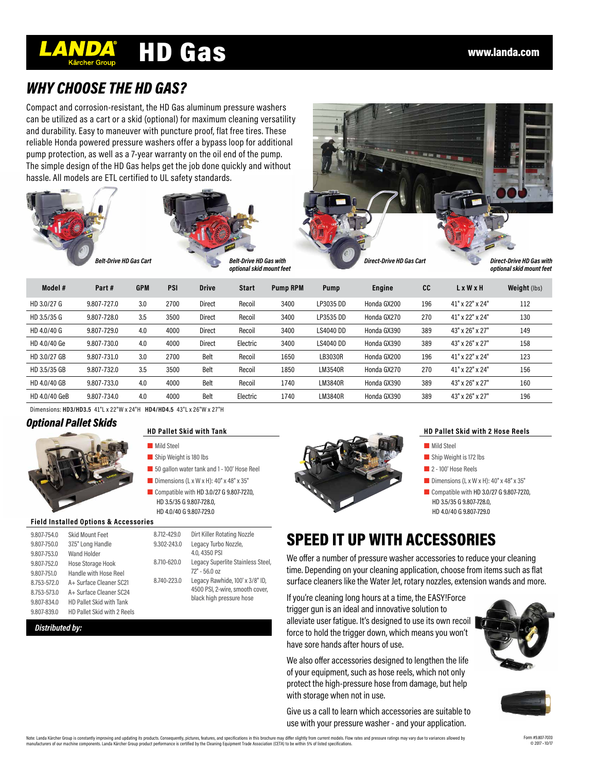# LANDA® Kärcher Group HD Gas

www.landa.com

## WHY CHOOSE THE HD GAS?

Compact and corrosion-resistant, the HD Gas aluminum pressure washers can be utilized as a cart or a skid (optional) for maximum cleaning versatility and durability. Easy to maneuver with puncture proof, flat free tires. These reliable Honda powered pressure washers offer a bypass loop for additional pump protection, as well as a 7-year warranty on the oil end of the pump. The simple design of the HD Gas helps get the job done quickly and without hassle. All models are ETL certified to UL safety standards.

*Belt-Drive HD Gas Cart*

*Belt-Drive HD Gas with optional skid mount feet*

*Direct-Drive HD Gas Cart*

*Direct-Drive HD Gas with optional skid mount feet*

| Model # | Part # | GPM | PSI | Drive | Start | Pump RPM | Pump | Engine | CC | L x W x H | Weight (lbs) |
|---|---|---|---|---|---|---|---|---|---|---|---|
| HD 3.0/27 G | 9.807-727.0 | 3.0 | 2700 | Direct | Recoil | 3400 | LP3035 DD | Honda GX200 | 196 | 41" x 22" x 24" | 112 |
| HD 3.5/35 G | 9.807-728.0 | 3.5 | 3500 | Direct | Recoil | 3400 | LP3535 DD | Honda GX270 | 270 | 41" x 22" x 24" | 130 |
| HD 4.0/40 G | 9.807-729.0 | 4.0 | 4000 | Direct | Recoil | 3400 | LS4040 DD | Honda GX390 | 389 | 43" x 26" x 27" | 149 |
| HD 4.0/40 Ge | 9.807-730.0 | 4.0 | 4000 | Direct | Electric | 3400 | LS4040 DD | Honda GX390 | 389 | 43" x 26" x 27" | 158 |
| HD 3.0/27 GB | 9.807-731.0 | 3.0 | 2700 | Belt | Recoil | 1650 | LB3030R | Honda GX200 | 196 | 41" x 22" x 24" | 123 |
| HD 3.5/35 GB | 9.807-732.0 | 3.5 | 3500 | Belt | Recoil | 1850 | LM3540R | Honda GX270 | 270 | 41" x 22" x 24" | 156 |
| HD 4.0/40 GB | 9.807-733.0 | 4.0 | 4000 | Belt | Recoil | 1740 | LM3840R | Honda GX390 | 389 | 43" x 26" x 27" | 160 |
| HD 4.0/40 GeB | 9.807-734.0 | 4.0 | 4000 | Belt | Electric | 1740 | LM3840R | Honda GX390 | 389 | 43" x 26" x 27" | 196 |

Dimensions: **HD3/HD3.5** 41"L x 22"W x 24"H **HD4/HD4.5** 43"L x 26"W x 27"H

### Optional Pallet Skids

**HD Pallet Skid with Tank**

- Mild Steel
- Ship Weight is 180 lbs
- 50 gallon water tank and 1 - 100' Hose Reel
- Dimensions (L x W x H): 40" x 48" x 35"
- Compatible with HD 3.0/27 G 9.807-727.0, HD 3.5/35 G 9.807-728.0, HD 4.0/40 G 9.807-729.0

**HD Pallet Skid with 2 Hose Reels**

- Mild Steel
- Ship Weight is 172 lbs
- 2 - 100' Hose Reels
- Dimensions (L x W x H): 40" x 48" x 35"
- Compatible with HD 3.0/27 G 9.807-727.0, HD 3.5/35 G 9.807-728.0, HD 4.0/40 G 9.807-729.0

**Field Installed Options & Accessories**

| | | | |
|---|---|---|---|
| 9.807-754.0 | Skid Mount Feet | 8.712-429.0 | Dirt Killer Rotating Nozzle |
| 9.807-750.0 | 37.5" Long Handle | 9.302-243.0 | Legacy Turbo Nozzle, 4.0, 4350 PSI |
| 9.807-753.0 | Wand Holder | 8.710-620.0 | Legacy Superlite Stainless Steel, 72" - 56.0 oz |
| 9.807-752.0 | Hose Storage Hook | 8.740-223.0 | Legacy Rawhide, 100' x 3/8" ID, 4500 PSI, 2-wire, smooth cover, black high pressure hose |
| 9.807-751.0 | Handle with Hose Reel | | |
| 8.753-572.0 | A+ Surface Cleaner SC21 | | |
| 8.753-573.0 | A+ Surface Cleaner SC24 | | |
| 9.807-834.0 | HD Pallet Skid with Tank | | |
| 9.807-839.0 | HD Pallet Skid with 2 Reels | | |

*Distributed by:*

## SPEED IT UP WITH ACCESSORIES

We offer a number of pressure washer accessories to reduce your cleaning time. Depending on your cleaning application, choose from items such as flat surface cleaners like the Water Jet, rotary nozzles, extension wands and more.

If you're cleaning long hours at a time, the EASY!Force trigger gun is an ideal and innovative solution to alleviate user fatigue. It's designed to use its own recoil force to hold the trigger down, which means you won't have sore hands after hours of use.

We also offer accessories designed to lengthen the life of your equipment, such as hose reels, which not only protect the high-pressure hose from damage, but help with storage when not in use.

Give us a call to learn which accessories are suitable to use with your pressure washer - and your application.

Note: Landa Kärcher Group is constantly improving and updating its products. Consequently, pictures, features, and specifications in this brochure may differ slightly from current models. Flow rates and pressure ratings may vary due to variances allowed by manufacturers of our machine components. Landa Kärcher Group product performance is certified by the Cleaning Equipment Trade Association (CETA) to be within 5% of listed specifications.

Form #9.807-7070
© 2017 • 10/17